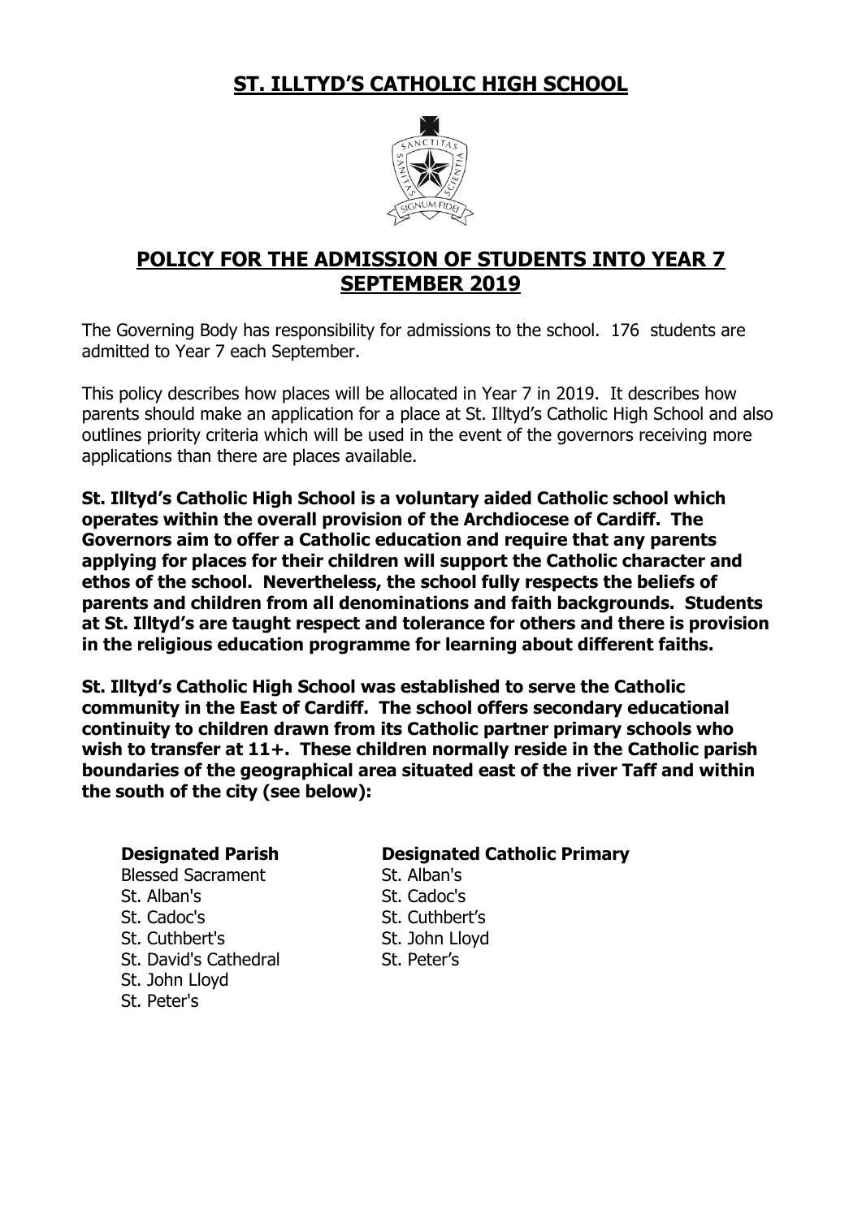# ST. ILLTYD'S CATHOLIC HIGH SCHOOL

## POLICY FOR THE ADMISSION OF STUDENTS INTO YEAR 7 SEPTEMBER 2019

The Governing Body has responsibility for admissions to the school. 176 students are admitted to Year 7 each September.

This policy describes how places will be allocated in Year 7 in 2019. It describes how parents should make an application for a place at St. Illtyd's Catholic High School and also outlines priority criteria which will be used in the event of the governors receiving more applications than there are places available.

**St. Illtyd's Catholic High School is a voluntary aided Catholic school which operates within the overall provision of the Archdiocese of Cardiff. The Governors aim to offer a Catholic education and require that any parents applying for places for their children will support the Catholic character and ethos of the school. Nevertheless, the school fully respects the beliefs of parents and children from all denominations and faith backgrounds. Students at St. Illtyd's are taught respect and tolerance for others and there is provision in the religious education programme for learning about different faiths.**

**St. Illtyd's Catholic High School was established to serve the Catholic community in the East of Cardiff. The school offers secondary educational continuity to children drawn from its Catholic partner primary schools who wish to transfer at 11+. These children normally reside in the Catholic parish boundaries of the geographical area situated east of the river Taff and within the south of the city (see below):**

| **Designated Parish** | **Designated Catholic Primary** |
|---|---|
| Blessed Sacrament | St. Alban's |
| St. Alban's | St. Cadoc's |
| St. Cadoc's | St. Cuthbert's |
| St. Cuthbert's | St. John Lloyd |
| St. David's Cathedral | St. Peter's |
| St. John Lloyd | |
| St. Peter's | |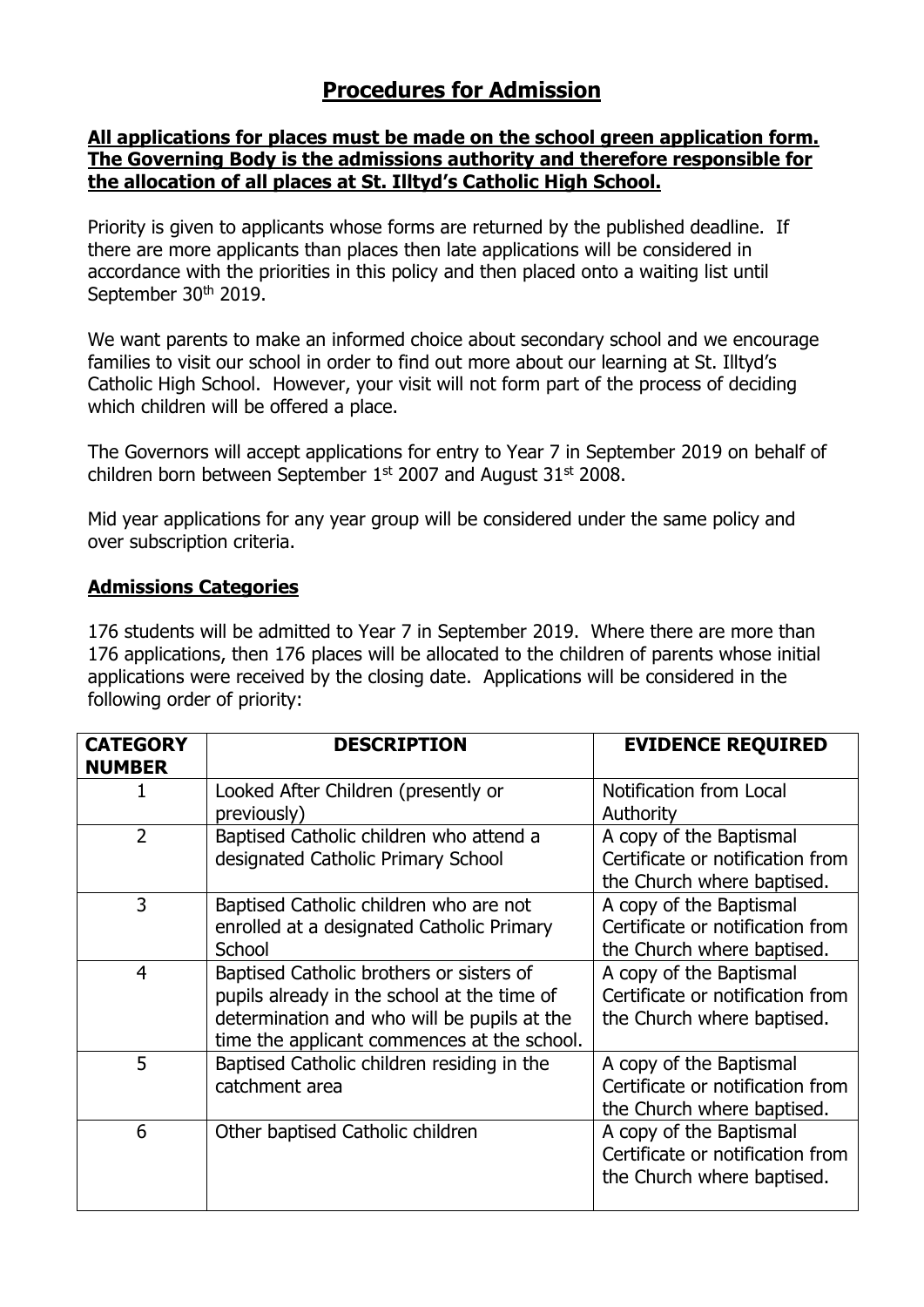# Procedures for Admission

**All applications for places must be made on the school green application form. The Governing Body is the admissions authority and therefore responsible for the allocation of all places at St. Illtyd's Catholic High School.**

Priority is given to applicants whose forms are returned by the published deadline. If there are more applicants than places then late applications will be considered in accordance with the priorities in this policy and then placed onto a waiting list until September 30th 2019.

We want parents to make an informed choice about secondary school and we encourage families to visit our school in order to find out more about our learning at St. Illtyd's Catholic High School. However, your visit will not form part of the process of deciding which children will be offered a place.

The Governors will accept applications for entry to Year 7 in September 2019 on behalf of children born between September 1st 2007 and August 31st 2008.

Mid year applications for any year group will be considered under the same policy and over subscription criteria.

## Admissions Categories

176 students will be admitted to Year 7 in September 2019. Where there are more than 176 applications, then 176 places will be allocated to the children of parents whose initial applications were received by the closing date. Applications will be considered in the following order of priority:

| CATEGORY NUMBER | DESCRIPTION | EVIDENCE REQUIRED |
|---|---|---|
| 1 | Looked After Children (presently or previously) | Notification from Local Authority |
| 2 | Baptised Catholic children who attend a designated Catholic Primary School | A copy of the Baptismal Certificate or notification from the Church where baptised. |
| 3 | Baptised Catholic children who are not enrolled at a designated Catholic Primary School | A copy of the Baptismal Certificate or notification from the Church where baptised. |
| 4 | Baptised Catholic brothers or sisters of pupils already in the school at the time of determination and who will be pupils at the time the applicant commences at the school. | A copy of the Baptismal Certificate or notification from the Church where baptised. |
| 5 | Baptised Catholic children residing in the catchment area | A copy of the Baptismal Certificate or notification from the Church where baptised. |
| 6 | Other baptised Catholic children | A copy of the Baptismal Certificate or notification from the Church where baptised. |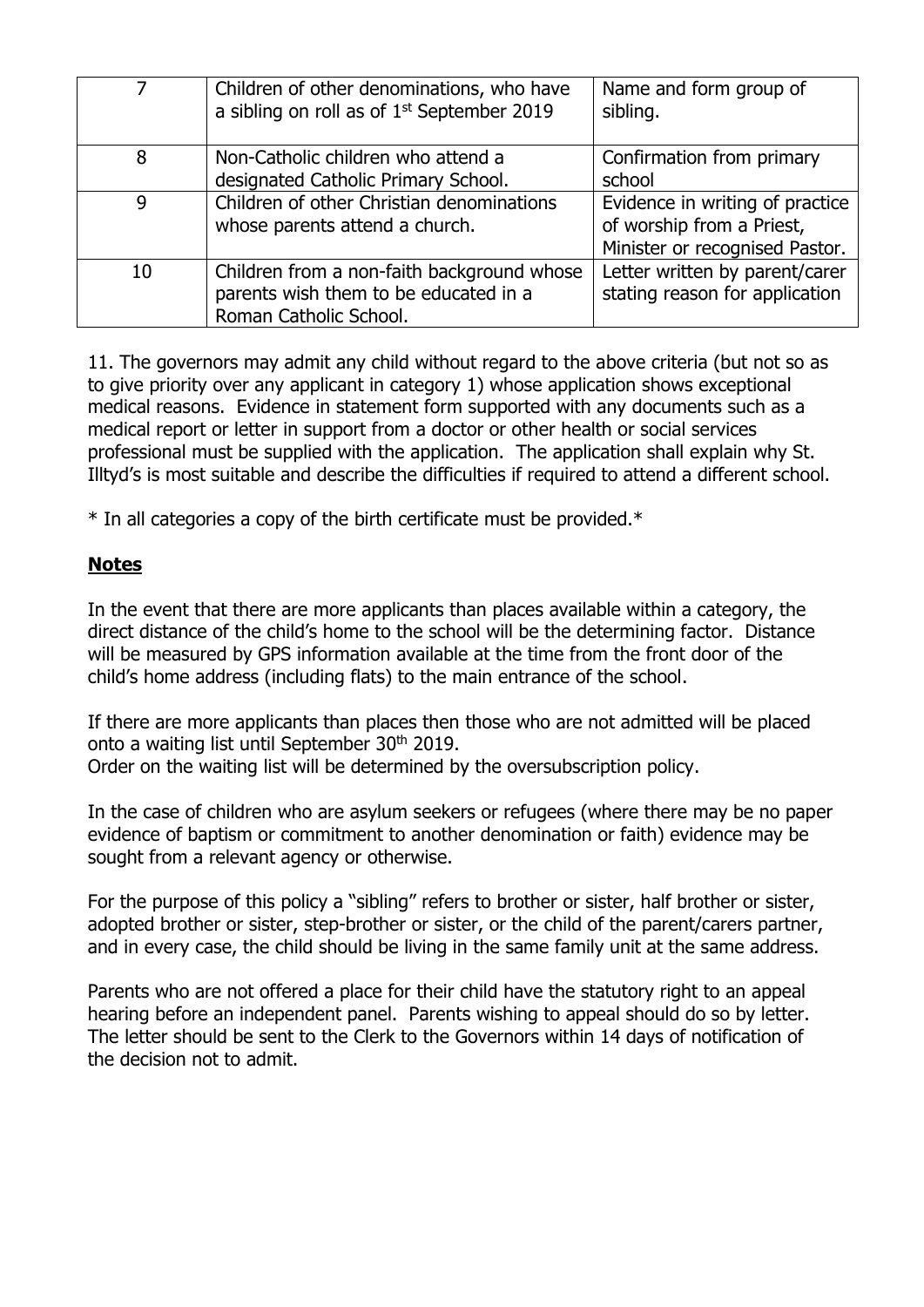| 7 | Children of other denominations, who have a sibling on roll as of 1st September 2019 | Name and form group of sibling. |
|---|---|---|
| 8 | Non-Catholic children who attend a designated Catholic Primary School. | Confirmation from primary school |
| 9 | Children of other Christian denominations whose parents attend a church. | Evidence in writing of practice of worship from a Priest, Minister or recognised Pastor. |
| 10 | Children from a non-faith background whose parents wish them to be educated in a Roman Catholic School. | Letter written by parent/carer stating reason for application |

11. The governors may admit any child without regard to the above criteria (but not so as to give priority over any applicant in category 1) whose application shows exceptional medical reasons. Evidence in statement form supported with any documents such as a medical report or letter in support from a doctor or other health or social services professional must be supplied with the application. The application shall explain why St. Illtyd's is most suitable and describe the difficulties if required to attend a different school.

* In all categories a copy of the birth certificate must be provided.*

## Notes

In the event that there are more applicants than places available within a category, the direct distance of the child's home to the school will be the determining factor. Distance will be measured by GPS information available at the time from the front door of the child's home address (including flats) to the main entrance of the school.

If there are more applicants than places then those who are not admitted will be placed onto a waiting list until September 30th 2019.
Order on the waiting list will be determined by the oversubscription policy.

In the case of children who are asylum seekers or refugees (where there may be no paper evidence of baptism or commitment to another denomination or faith) evidence may be sought from a relevant agency or otherwise.

For the purpose of this policy a "sibling" refers to brother or sister, half brother or sister, adopted brother or sister, step-brother or sister, or the child of the parent/carers partner, and in every case, the child should be living in the same family unit at the same address.

Parents who are not offered a place for their child have the statutory right to an appeal hearing before an independent panel. Parents wishing to appeal should do so by letter. The letter should be sent to the Clerk to the Governors within 14 days of notification of the decision not to admit.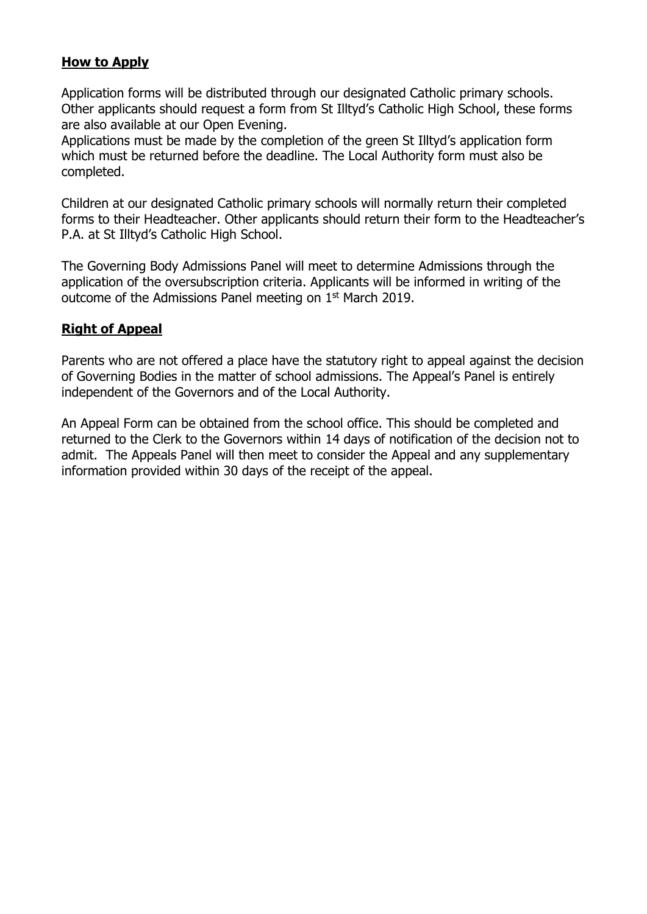## **How to Apply**

Application forms will be distributed through our designated Catholic primary schools. Other applicants should request a form from St Illtyd's Catholic High School, these forms are also available at our Open Evening.

Applications must be made by the completion of the green St Illtyd's application form which must be returned before the deadline. The Local Authority form must also be completed.

Children at our designated Catholic primary schools will normally return their completed forms to their Headteacher. Other applicants should return their form to the Headteacher's P.A. at St Illtyd's Catholic High School.

The Governing Body Admissions Panel will meet to determine Admissions through the application of the oversubscription criteria. Applicants will be informed in writing of the outcome of the Admissions Panel meeting on 1st March 2019.

## **Right of Appeal**

Parents who are not offered a place have the statutory right to appeal against the decision of Governing Bodies in the matter of school admissions. The Appeal's Panel is entirely independent of the Governors and of the Local Authority.

An Appeal Form can be obtained from the school office. This should be completed and returned to the Clerk to the Governors within 14 days of notification of the decision not to admit. The Appeals Panel will then meet to consider the Appeal and any supplementary information provided within 30 days of the receipt of the appeal.